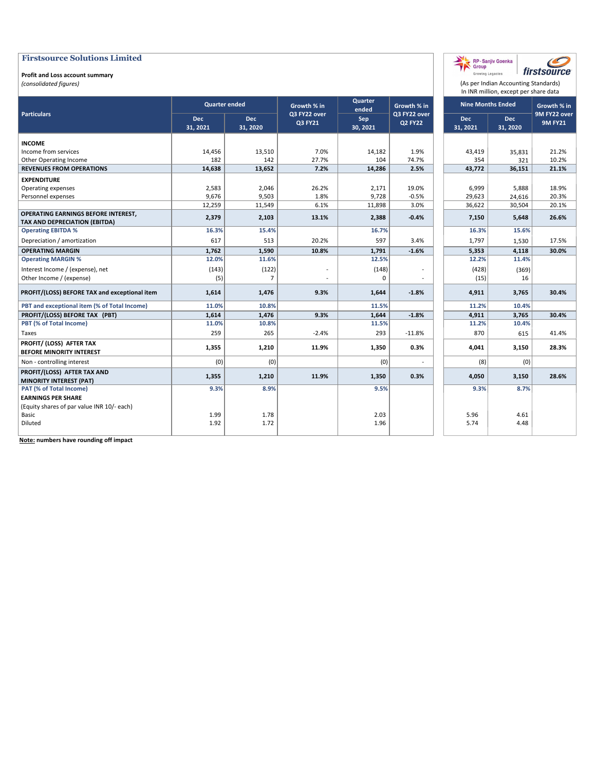# Firstsource Solutions Limited

**Profit and Loss account summary**

*(consolidated figures)*

(As per Indian Accounting Standards)
In INR million, except per share data

| Particulars | Quarter ended | | Growth % in Q3 FY22 over Q3 FY21 | Quarter ended | Growth % in Q3 FY22 over Q2 FY22 | Nine Months Ended | | Growth % in 9M FY22 over 9M FY21 |
|---|---|---|---|---|---|---|---|---|
| | Dec 31, 2021 | Dec 31, 2020 | | Sep 30, 2021 | | Dec 31, 2021 | Dec 31, 2020 | |
| **INCOME** | | | | | | | | |
| Income from services | 14,456 | 13,510 | 7.0% | 14,182 | 1.9% | 43,419 | 35,831 | 21.2% |
| Other Operating Income | 182 | 142 | 27.7% | 104 | 74.7% | 354 | 321 | 10.2% |
| **REVENUES FROM OPERATIONS** | **14,638** | **13,652** | **7.2%** | **14,286** | **2.5%** | **43,772** | **36,151** | **21.1%** |
| **EXPENDITURE** | | | | | | | | |
| Operating expenses | 2,583 | 2,046 | 26.2% | 2,171 | 19.0% | 6,999 | 5,888 | 18.9% |
| Personnel expenses | 9,676 | 9,503 | 1.8% | 9,728 | -0.5% | 29,623 | 24,616 | 20.3% |
| | 12,259 | 11,549 | 6.1% | 11,898 | 3.0% | 36,622 | 30,504 | 20.1% |
| **OPERATING EARNINGS BEFORE INTEREST, TAX AND DEPRECIATION (EBITDA)** | **2,379** | **2,103** | **13.1%** | **2,388** | **-0.4%** | **7,150** | **5,648** | **26.6%** |
| **Operating EBITDA %** | **16.3%** | **15.4%** | | **16.7%** | | **16.3%** | **15.6%** | |
| Depreciation / amortization | 617 | 513 | 20.2% | 597 | 3.4% | 1,797 | 1,530 | 17.5% |
| **OPERATING MARGIN** | **1,762** | **1,590** | **10.8%** | **1,791** | **-1.6%** | **5,353** | **4,118** | **30.0%** |
| **Operating MARGIN %** | **12.0%** | **11.6%** | | **12.5%** | | **12.2%** | **11.4%** | |
| Interest Income / (expense), net | (143) | (122) | - | (148) | - | (428) | (369) | |
| Other Income / (expense) | (5) | 7 | - | 0 | - | (15) | 16 | |
| **PROFIT/(LOSS) BEFORE TAX and exceptional item** | **1,614** | **1,476** | **9.3%** | **1,644** | **-1.8%** | **4,911** | **3,765** | **30.4%** |
| **PBT and exceptional item (% of Total Income)** | **11.0%** | **10.8%** | | **11.5%** | | **11.2%** | **10.4%** | |
| **PROFIT/(LOSS) BEFORE TAX (PBT)** | **1,614** | **1,476** | **9.3%** | **1,644** | **-1.8%** | **4,911** | **3,765** | **30.4%** |
| **PBT (% of Total Income)** | **11.0%** | **10.8%** | | **11.5%** | | **11.2%** | **10.4%** | |
| Taxes | 259 | 265 | -2.4% | 293 | -11.8% | 870 | 615 | 41.4% |
| **PROFIT/ (LOSS) AFTER TAX BEFORE MINORITY INTEREST** | **1,355** | **1,210** | **11.9%** | **1,350** | **0.3%** | **4,041** | **3,150** | **28.3%** |
| Non - controlling interest | (0) | (0) | | (0) | - | (8) | (0) | |
| **PROFIT/(LOSS) AFTER TAX AND MINORITY INTEREST (PAT)** | **1,355** | **1,210** | **11.9%** | **1,350** | **0.3%** | **4,050** | **3,150** | **28.6%** |
| **PAT (% of Total Income)** | **9.3%** | **8.9%** | | **9.5%** | | **9.3%** | **8.7%** | |
| **EARNINGS PER SHARE** | | | | | | | | |
| (Equity shares of par value INR 10/- each) | | | | | | | | |
| Basic | 1.99 | 1.78 | | 2.03 | | 5.96 | 4.61 | |
| Diluted | 1.92 | 1.72 | | 1.96 | | 5.74 | 4.48 | |

**Note:** numbers have rounding off impact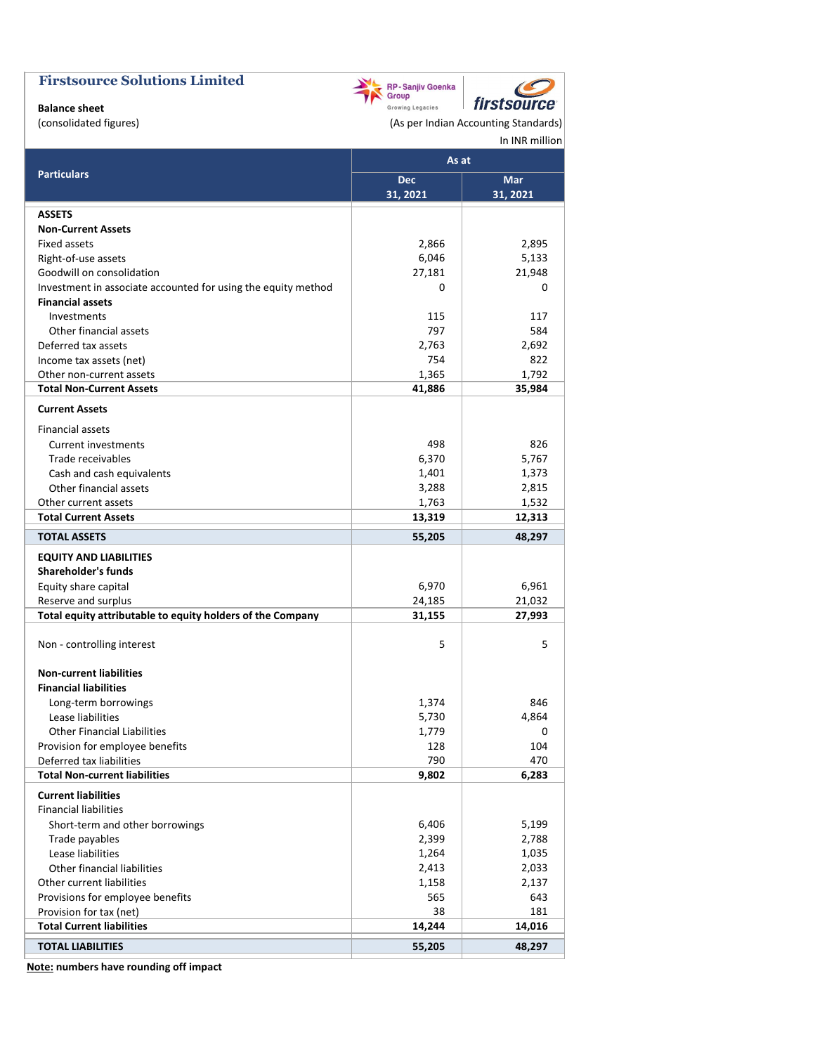# Firstsource Solutions Limited

**Balance sheet**

(consolidated figures)

(As per Indian Accounting Standards)

In INR million

| Particulars | As at | |
|---|---|---|
| | Dec 31, 2021 | Mar 31, 2021 |
| **ASSETS** | | |
| **Non-Current Assets** | | |
| Fixed assets | 2,866 | 2,895 |
| Right-of-use assets | 6,046 | 5,133 |
| Goodwill on consolidation | 27,181 | 21,948 |
| Investment in associate accounted for using the equity method | 0 | 0 |
| **Financial assets** | | |
| Investments | 115 | 117 |
| Other financial assets | 797 | 584 |
| Deferred tax assets | 2,763 | 2,692 |
| Income tax assets (net) | 754 | 822 |
| Other non-current assets | 1,365 | 1,792 |
| **Total Non-Current Assets** | **41,886** | **35,984** |
| **Current Assets** | | |
| Financial assets | | |
| Current investments | 498 | 826 |
| Trade receivables | 6,370 | 5,767 |
| Cash and cash equivalents | 1,401 | 1,373 |
| Other financial assets | 3,288 | 2,815 |
| Other current assets | 1,763 | 1,532 |
| **Total Current Assets** | **13,319** | **12,313** |
| **TOTAL ASSETS** | **55,205** | **48,297** |
| **EQUITY AND LIABILITIES** | | |
| **Shareholder's funds** | | |
| Equity share capital | 6,970 | 6,961 |
| Reserve and surplus | 24,185 | 21,032 |
| **Total equity attributable to equity holders of the Company** | **31,155** | **27,993** |
| Non - controlling interest | 5 | 5 |
| **Non-current liabilities** | | |
| **Financial liabilities** | | |
| Long-term borrowings | 1,374 | 846 |
| Lease liabilities | 5,730 | 4,864 |
| Other Financial Liabilities | 1,779 | 0 |
| Provision for employee benefits | 128 | 104 |
| Deferred tax liabilities | 790 | 470 |
| **Total Non-current liabilities** | **9,802** | **6,283** |
| **Current liabilities** | | |
| Financial liabilities | | |
| Short-term and other borrowings | 6,406 | 5,199 |
| Trade payables | 2,399 | 2,788 |
| Lease liabilities | 1,264 | 1,035 |
| Other financial liabilities | 2,413 | 2,033 |
| Other current liabilities | 1,158 | 2,137 |
| Provisions for employee benefits | 565 | 643 |
| Provision for tax (net) | 38 | 181 |
| **Total Current liabilities** | **14,244** | **14,016** |
| **TOTAL LIABILITIES** | **55,205** | **48,297** |

**Note: numbers have rounding off impact**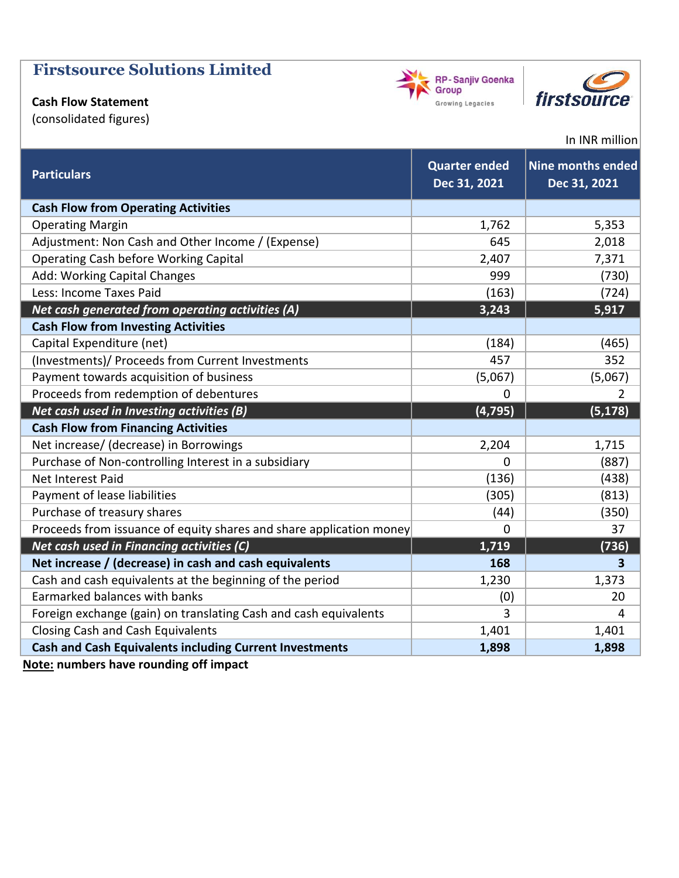# Firstsource Solutions Limited

**Cash Flow Statement**

(consolidated figures)

In INR million

| Particulars | Quarter ended Dec 31, 2021 | Nine months ended Dec 31, 2021 |
|---|---|---|
| **Cash Flow from Operating Activities** | | |
| Operating Margin | 1,762 | 5,353 |
| Adjustment: Non Cash and Other Income / (Expense) | 645 | 2,018 |
| Operating Cash before Working Capital | 2,407 | 7,371 |
| Add: Working Capital Changes | 999 | (730) |
| Less: Income Taxes Paid | (163) | (724) |
| ***Net cash generated from operating activities (A)*** | **3,243** | **5,917** |
| **Cash Flow from Investing Activities** | | |
| Capital Expenditure (net) | (184) | (465) |
| (Investments)/ Proceeds from Current Investments | 457 | 352 |
| Payment towards acquisition of business | (5,067) | (5,067) |
| Proceeds from redemption of debentures | 0 | 2 |
| ***Net cash used in Investing activities (B)*** | **(4,795)** | **(5,178)** |
| **Cash Flow from Financing Activities** | | |
| Net increase/ (decrease) in Borrowings | 2,204 | 1,715 |
| Purchase of Non-controlling Interest in a subsidiary | 0 | (887) |
| Net Interest Paid | (136) | (438) |
| Payment of lease liabilities | (305) | (813) |
| Purchase of treasury shares | (44) | (350) |
| Proceeds from issuance of equity shares and share application money | 0 | 37 |
| ***Net cash used in Financing activities (C)*** | **1,719** | **(736)** |
| **Net increase / (decrease) in cash and cash equivalents** | **168** | **3** |
| Cash and cash equivalents at the beginning of the period | 1,230 | 1,373 |
| Earmarked balances with banks | (0) | 20 |
| Foreign exchange (gain) on translating Cash and cash equivalents | 3 | 4 |
| Closing Cash and Cash Equivalents | 1,401 | 1,401 |
| **Cash and Cash Equivalents including Current Investments** | **1,898** | **1,898** |

**Note: numbers have rounding off impact**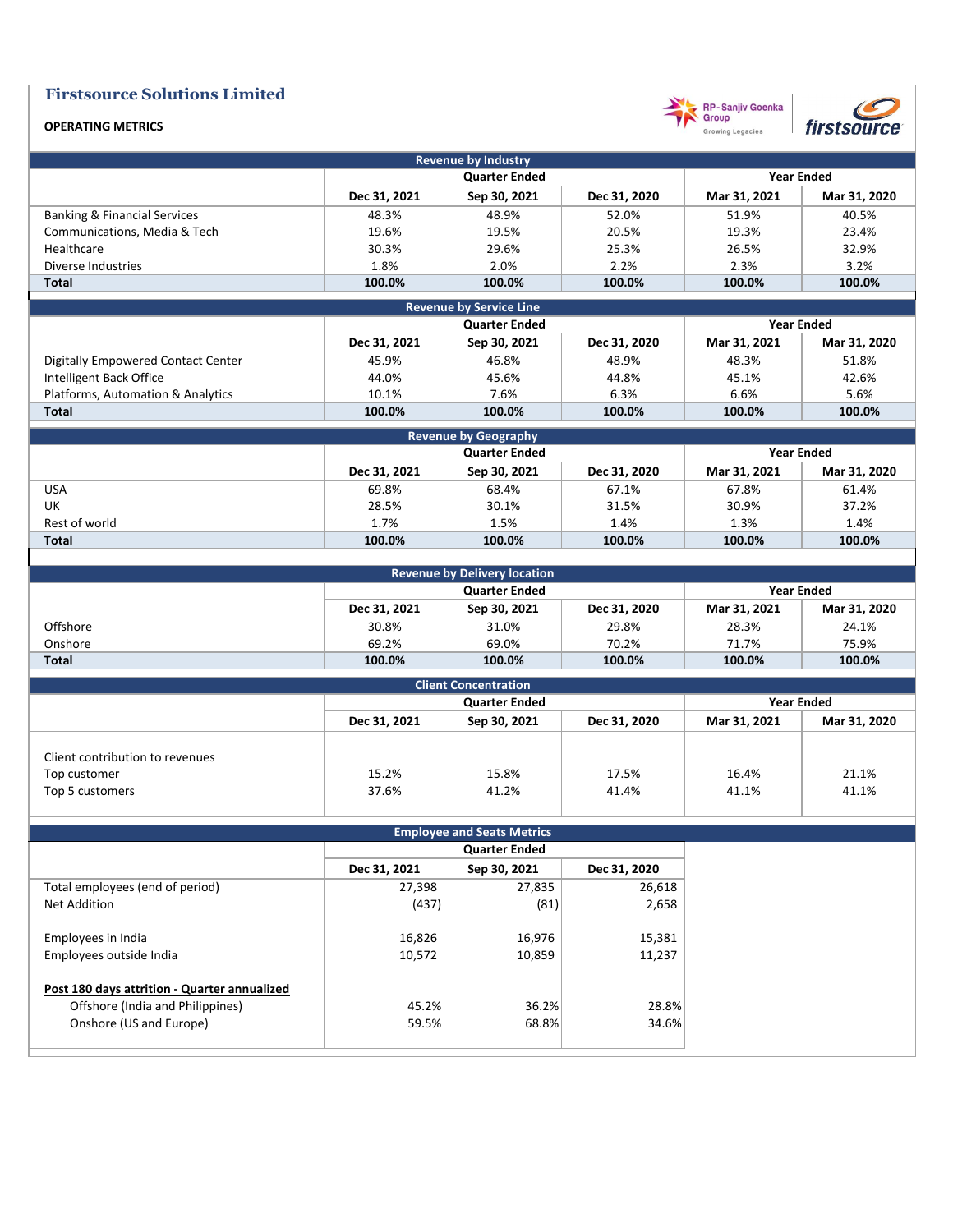# Firstsource Solutions Limited

**OPERATING METRICS**

| Revenue by Industry | Quarter Ended | | | Year Ended | |
|---|---|---|---|---|---|
| | Dec 31, 2021 | Sep 30, 2021 | Dec 31, 2020 | Mar 31, 2021 | Mar 31, 2020 |
| Banking & Financial Services | 48.3% | 48.9% | 52.0% | 51.9% | 40.5% |
| Communications, Media & Tech | 19.6% | 19.5% | 20.5% | 19.3% | 23.4% |
| Healthcare | 30.3% | 29.6% | 25.3% | 26.5% | 32.9% |
| Diverse Industries | 1.8% | 2.0% | 2.2% | 2.3% | 3.2% |
| **Total** | **100.0%** | **100.0%** | **100.0%** | **100.0%** | **100.0%** |

| Revenue by Service Line | Quarter Ended | | | Year Ended | |
|---|---|---|---|---|---|
| | Dec 31, 2021 | Sep 30, 2021 | Dec 31, 2020 | Mar 31, 2021 | Mar 31, 2020 |
| Digitally Empowered Contact Center | 45.9% | 46.8% | 48.9% | 48.3% | 51.8% |
| Intelligent Back Office | 44.0% | 45.6% | 44.8% | 45.1% | 42.6% |
| Platforms, Automation & Analytics | 10.1% | 7.6% | 6.3% | 6.6% | 5.6% |
| **Total** | **100.0%** | **100.0%** | **100.0%** | **100.0%** | **100.0%** |

| Revenue by Geography | Quarter Ended | | | Year Ended | |
|---|---|---|---|---|---|
| | Dec 31, 2021 | Sep 30, 2021 | Dec 31, 2020 | Mar 31, 2021 | Mar 31, 2020 |
| USA | 69.8% | 68.4% | 67.1% | 67.8% | 61.4% |
| UK | 28.5% | 30.1% | 31.5% | 30.9% | 37.2% |
| Rest of world | 1.7% | 1.5% | 1.4% | 1.3% | 1.4% |
| **Total** | **100.0%** | **100.0%** | **100.0%** | **100.0%** | **100.0%** |

| Revenue by Delivery location | Quarter Ended | | | Year Ended | |
|---|---|---|---|---|---|
| | Dec 31, 2021 | Sep 30, 2021 | Dec 31, 2020 | Mar 31, 2021 | Mar 31, 2020 |
| Offshore | 30.8% | 31.0% | 29.8% | 28.3% | 24.1% |
| Onshore | 69.2% | 69.0% | 70.2% | 71.7% | 75.9% |
| **Total** | **100.0%** | **100.0%** | **100.0%** | **100.0%** | **100.0%** |

| Client Concentration | Quarter Ended | | | Year Ended | |
|---|---|---|---|---|---|
| | Dec 31, 2021 | Sep 30, 2021 | Dec 31, 2020 | Mar 31, 2021 | Mar 31, 2020 |
| Client contribution to revenues | | | | | |
| Top customer | 15.2% | 15.8% | 17.5% | 16.4% | 21.1% |
| Top 5 customers | 37.6% | 41.2% | 41.4% | 41.1% | 41.1% |

| Employee and Seats Metrics | Quarter Ended | | |
|---|---|---|---|
| | Dec 31, 2021 | Sep 30, 2021 | Dec 31, 2020 |
| Total employees (end of period) | 27,398 | 27,835 | 26,618 |
| Net Addition | (437) | (81) | 2,658 |
| Employees in India | 16,826 | 16,976 | 15,381 |
| Employees outside India | 10,572 | 10,859 | 11,237 |
| **Post 180 days attrition - Quarter annualized** | | | |
| Offshore (India and Philippines) | 45.2% | 36.2% | 28.8% |
| Onshore (US and Europe) | 59.5% | 68.8% | 34.6% |